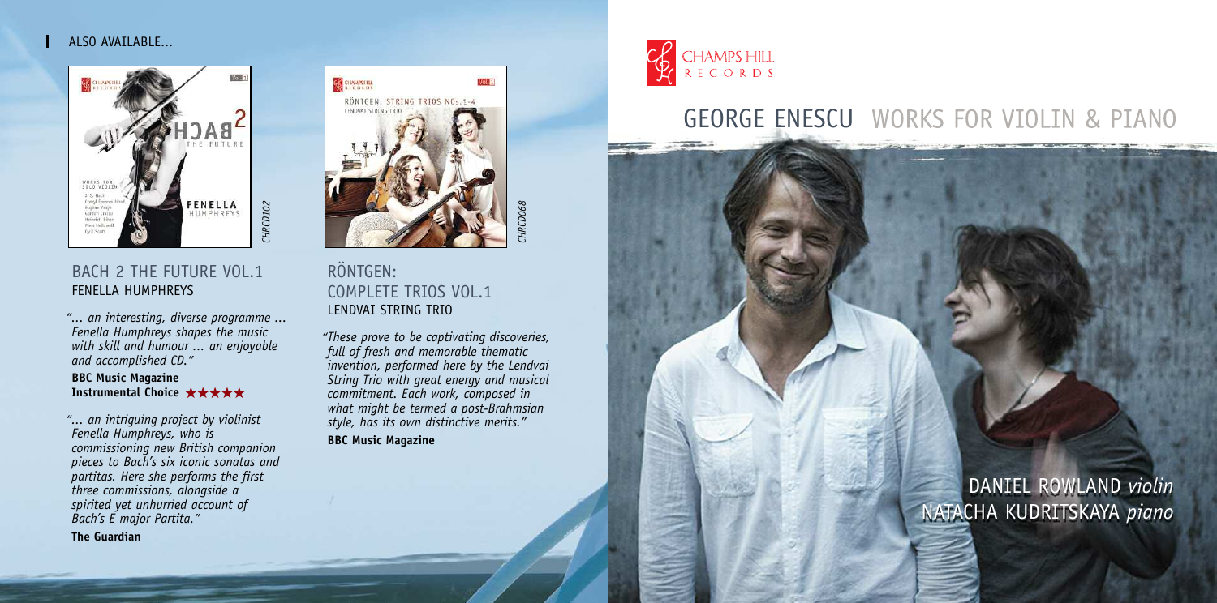ALSO AVAILABLE...

CHRCD102

## BACH 2 THE FUTURE VOL.1
FENELLA HUMPHREYS

*"... an interesting, diverse programme ... Fenella Humphreys shapes the music with skill and humour ... an enjoyable and accomplished CD."*

**BBC Music Magazine**
**Instrumental Choice ★★★★★**

*"... an intriguing project by violinist Fenella Humphreys, who is commissioning new British companion pieces to Bach's six iconic sonatas and partitas. Here she performs the first three commissions, alongside a spirited yet unhurried account of Bach's E major Partita."*

**The Guardian**

CHRCD068

## RÖNTGEN: COMPLETE TRIOS VOL.1
LENDVAI STRING TRIO

*"These prove to be captivating discoveries, full of fresh and memorable thematic invention, performed here by the Lendvai String Trio with great energy and musical commitment. Each work, composed in what might be termed a post-Brahmsian style, has its own distinctive merits."*

**BBC Music Magazine**

CHAMPS HILL RECORDS

# GEORGE ENESCU WORKS FOR VIOLIN & PIANO

DANIEL ROWLAND *violin*
NATACHA KUDRITSKAYA *piano*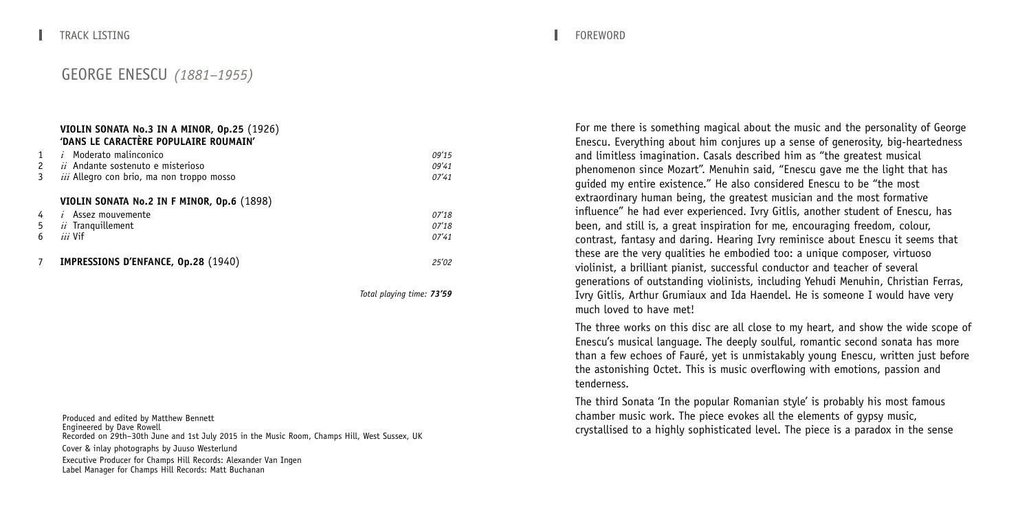## TRACK LISTING

### GEORGE ENESCU *(1881–1955)*

**VIOLIN SONATA No.3 IN A MINOR, Op.25** (1926)
**'DANS LE CARACTÈRE POPULAIRE ROUMAIN'**

| | | |
|---|---|---|
| 1 | *i* Moderato malinconico | *09'15* |
| 2 | *ii* Andante sostenuto e misterioso | *09'41* |
| 3 | *iii* Allegro con brio, ma non troppo mosso | *07'41* |

**VIOLIN SONATA No.2 IN F MINOR, Op.6** (1898)

| | | |
|---|---|---|
| 4 | *i* Assez mouvemente | *07'18* |
| 5 | *ii* Tranquillement | *07'18* |
| 6 | *iii* Vif | *07'41* |

| | | |
|---|---|---|
| 7 | **IMPRESSIONS D'ENFANCE, Op.28** (1940) | *25'02* |

*Total playing time: **73'59***

Produced and edited by Matthew Bennett
Engineered by Dave Rowell
Recorded on 29th–30th June and 1st July 2015 in the Music Room, Champs Hill, West Sussex, UK

Cover & inlay photographs by Juuso Westerlund

Executive Producer for Champs Hill Records: Alexander Van Ingen
Label Manager for Champs Hill Records: Matt Buchanan

## FOREWORD

For me there is something magical about the music and the personality of George Enescu. Everything about him conjures up a sense of generosity, big-heartedness and limitless imagination. Casals described him as "the greatest musical phenomenon since Mozart". Menuhin said, "Enescu gave me the light that has guided my entire existence." He also considered Enescu to be "the most extraordinary human being, the greatest musician and the most formative influence" he had ever experienced. Ivry Gitlis, another student of Enescu, has been, and still is, a great inspiration for me, encouraging freedom, colour, contrast, fantasy and daring. Hearing Ivry reminisce about Enescu it seems that these are the very qualities he embodied too: a unique composer, virtuoso violinist, a brilliant pianist, successful conductor and teacher of several generations of outstanding violinists, including Yehudi Menuhin, Christian Ferras, Ivry Gitlis, Arthur Grumiaux and Ida Haendel. He is someone I would have very much loved to have met!

The three works on this disc are all close to my heart, and show the wide scope of Enescu's musical language. The deeply soulful, romantic second sonata has more than a few echoes of Fauré, yet is unmistakably young Enescu, written just before the astonishing Octet. This is music overflowing with emotions, passion and tenderness.

The third Sonata 'In the popular Romanian style' is probably his most famous chamber music work. The piece evokes all the elements of gypsy music, crystallised to a highly sophisticated level. The piece is a paradox in the sense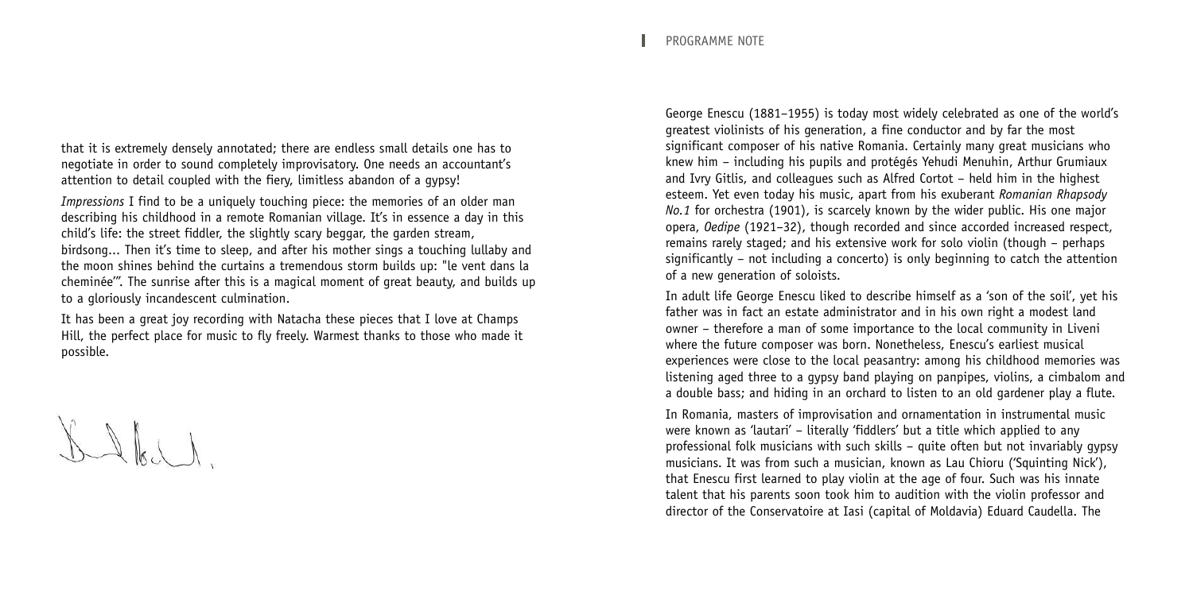that it is extremely densely annotated; there are endless small details one has to negotiate in order to sound completely improvisatory. One needs an accountant's attention to detail coupled with the fiery, limitless abandon of a gypsy!

*Impressions* I find to be a uniquely touching piece: the memories of an older man describing his childhood in a remote Romanian village. It's in essence a day in this child's life: the street fiddler, the slightly scary beggar, the garden stream, birdsong... Then it's time to sleep, and after his mother sings a touching lullaby and the moon shines behind the curtains a tremendous storm builds up: "le vent dans la cheminée'". The sunrise after this is a magical moment of great beauty, and builds up to a gloriously incandescent culmination.

It has been a great joy recording with Natacha these pieces that I love at Champs Hill, the perfect place for music to fly freely. Warmest thanks to those who made it possible.

## PROGRAMME NOTE

George Enescu (1881–1955) is today most widely celebrated as one of the world's greatest violinists of his generation, a fine conductor and by far the most significant composer of his native Romania. Certainly many great musicians who knew him – including his pupils and protégés Yehudi Menuhin, Arthur Grumiaux and Ivry Gitlis, and colleagues such as Alfred Cortot – held him in the highest esteem. Yet even today his music, apart from his exuberant *Romanian Rhapsody No.1* for orchestra (1901), is scarcely known by the wider public. His one major opera, *Oedipe* (1921–32), though recorded and since accorded increased respect, remains rarely staged; and his extensive work for solo violin (though – perhaps significantly – not including a concerto) is only beginning to catch the attention of a new generation of soloists.

In adult life George Enescu liked to describe himself as a 'son of the soil', yet his father was in fact an estate administrator and in his own right a modest land owner – therefore a man of some importance to the local community in Liveni where the future composer was born. Nonetheless, Enescu's earliest musical experiences were close to the local peasantry: among his childhood memories was listening aged three to a gypsy band playing on panpipes, violins, a cimbalom and a double bass; and hiding in an orchard to listen to an old gardener play a flute.

In Romania, masters of improvisation and ornamentation in instrumental music were known as 'lautari' – literally 'fiddlers' but a title which applied to any professional folk musicians with such skills – quite often but not invariably gypsy musicians. It was from such a musician, known as Lau Chioru ('Squinting Nick'), that Enescu first learned to play violin at the age of four. Such was his innate talent that his parents soon took him to audition with the violin professor and director of the Conservatoire at Iasi (capital of Moldavia) Eduard Caudella. The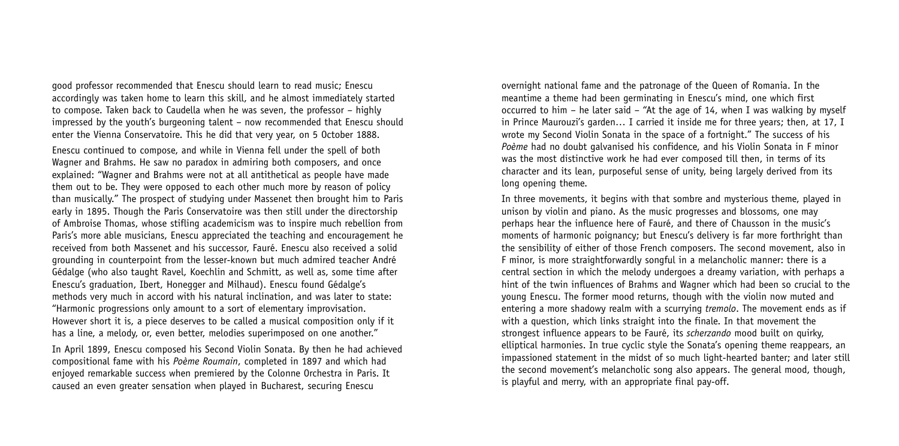good professor recommended that Enescu should learn to read music; Enescu accordingly was taken home to learn this skill, and he almost immediately started to compose. Taken back to Caudella when he was seven, the professor – highly impressed by the youth's burgeoning talent – now recommended that Enescu should enter the Vienna Conservatoire. This he did that very year, on 5 October 1888.

Enescu continued to compose, and while in Vienna fell under the spell of both Wagner and Brahms. He saw no paradox in admiring both composers, and once explained: "Wagner and Brahms were not at all antithetical as people have made them out to be. They were opposed to each other much more by reason of policy than musically." The prospect of studying under Massenet then brought him to Paris early in 1895. Though the Paris Conservatoire was then still under the directorship of Ambroise Thomas, whose stifling academicism was to inspire much rebellion from Paris's more able musicians, Enescu appreciated the teaching and encouragement he received from both Massenet and his successor, Fauré. Enescu also received a solid grounding in counterpoint from the lesser-known but much admired teacher André Gédalge (who also taught Ravel, Koechlin and Schmitt, as well as, some time after Enescu's graduation, Ibert, Honegger and Milhaud). Enescu found Gédalge's methods very much in accord with his natural inclination, and was later to state: "Harmonic progressions only amount to a sort of elementary improvisation. However short it is, a piece deserves to be called a musical composition only if it has a line, a melody, or, even better, melodies superimposed on one another."

In April 1899, Enescu composed his Second Violin Sonata. By then he had achieved compositional fame with his *Poème Roumain*, completed in 1897 and which had enjoyed remarkable success when premiered by the Colonne Orchestra in Paris. It caused an even greater sensation when played in Bucharest, securing Enescu overnight national fame and the patronage of the Queen of Romania. In the meantime a theme had been germinating in Enescu's mind, one which first occurred to him – he later said – "At the age of 14, when I was walking by myself in Prince Maurouzi's garden… I carried it inside me for three years; then, at 17, I wrote my Second Violin Sonata in the space of a fortnight." The success of his *Poème* had no doubt galvanised his confidence, and his Violin Sonata in F minor was the most distinctive work he had ever composed till then, in terms of its character and its lean, purposeful sense of unity, being largely derived from its long opening theme.

In three movements, it begins with that sombre and mysterious theme, played in unison by violin and piano. As the music progresses and blossoms, one may perhaps hear the influence here of Fauré, and there of Chausson in the music's moments of harmonic poignancy; but Enescu's delivery is far more forthright than the sensibility of either of those French composers. The second movement, also in F minor, is more straightforwardly songful in a melancholic manner: there is a central section in which the melody undergoes a dreamy variation, with perhaps a hint of the twin influences of Brahms and Wagner which had been so crucial to the young Enescu. The former mood returns, though with the violin now muted and entering a more shadowy realm with a scurrying *tremolo*. The movement ends as if with a question, which links straight into the finale. In that movement the strongest influence appears to be Fauré, its *scherzando* mood built on quirky, elliptical harmonies. In true cyclic style the Sonata's opening theme reappears, an impassioned statement in the midst of so much light-hearted banter; and later still the second movement's melancholic song also appears. The general mood, though, is playful and merry, with an appropriate final pay-off.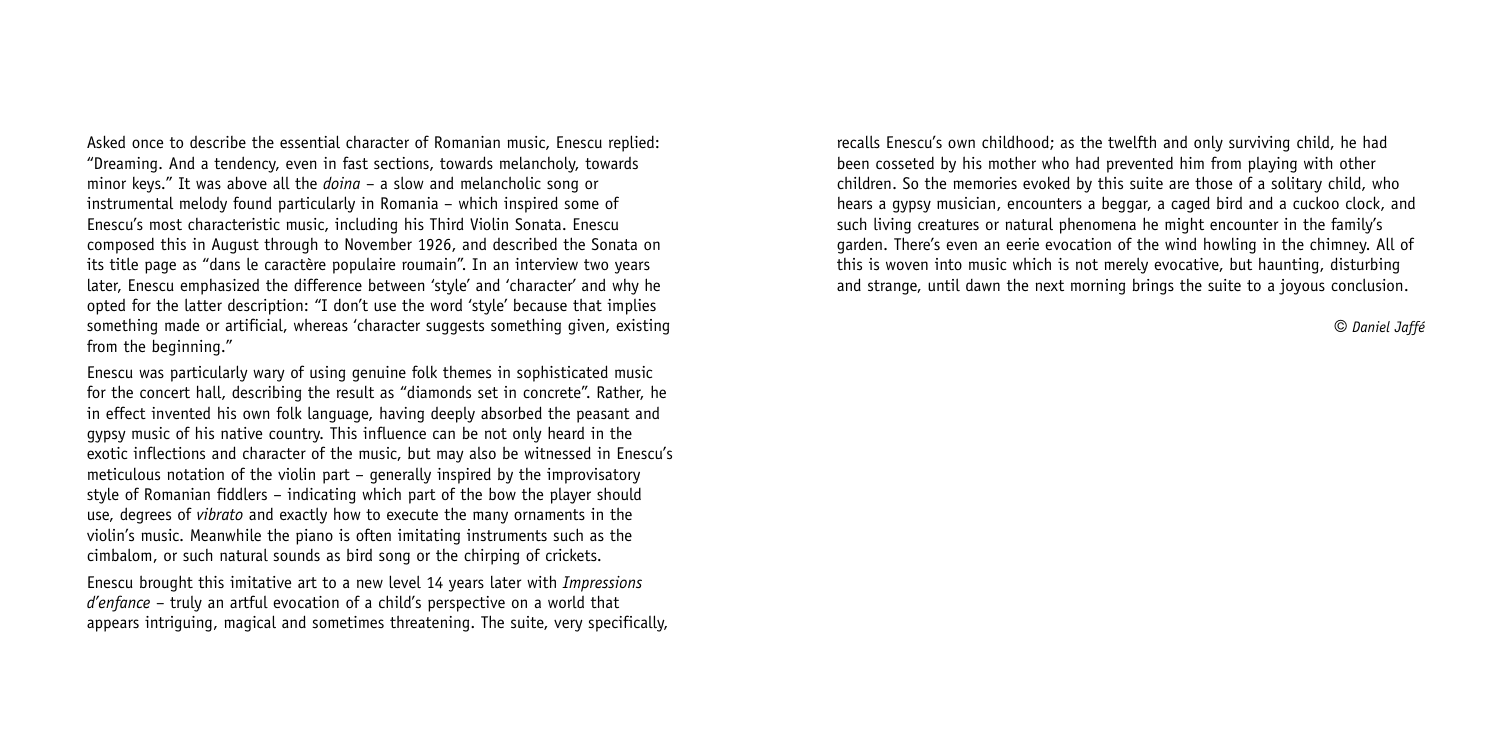Asked once to describe the essential character of Romanian music, Enescu replied: "Dreaming. And a tendency, even in fast sections, towards melancholy, towards minor keys." It was above all the *doina* – a slow and melancholic song or instrumental melody found particularly in Romania – which inspired some of Enescu's most characteristic music, including his Third Violin Sonata. Enescu composed this in August through to November 1926, and described the Sonata on its title page as "dans le caractère populaire roumain". In an interview two years later, Enescu emphasized the difference between 'style' and 'character' and why he opted for the latter description: "I don't use the word 'style' because that implies something made or artificial, whereas 'character suggests something given, existing from the beginning."

Enescu was particularly wary of using genuine folk themes in sophisticated music for the concert hall, describing the result as "diamonds set in concrete". Rather, he in effect invented his own folk language, having deeply absorbed the peasant and gypsy music of his native country. This influence can be not only heard in the exotic inflections and character of the music, but may also be witnessed in Enescu's meticulous notation of the violin part – generally inspired by the improvisatory style of Romanian fiddlers – indicating which part of the bow the player should use, degrees of *vibrato* and exactly how to execute the many ornaments in the violin's music. Meanwhile the piano is often imitating instruments such as the cimbalom, or such natural sounds as bird song or the chirping of crickets.

Enescu brought this imitative art to a new level 14 years later with *Impressions d'enfance* – truly an artful evocation of a child's perspective on a world that appears intriguing, magical and sometimes threatening. The suite, very specifically, recalls Enescu's own childhood; as the twelfth and only surviving child, he had been cosseted by his mother who had prevented him from playing with other children. So the memories evoked by this suite are those of a solitary child, who hears a gypsy musician, encounters a beggar, a caged bird and a cuckoo clock, and such living creatures or natural phenomena he might encounter in the family's garden. There's even an eerie evocation of the wind howling in the chimney. All of this is woven into music which is not merely evocative, but haunting, disturbing and strange, until dawn the next morning brings the suite to a joyous conclusion.

*© Daniel Jaffé*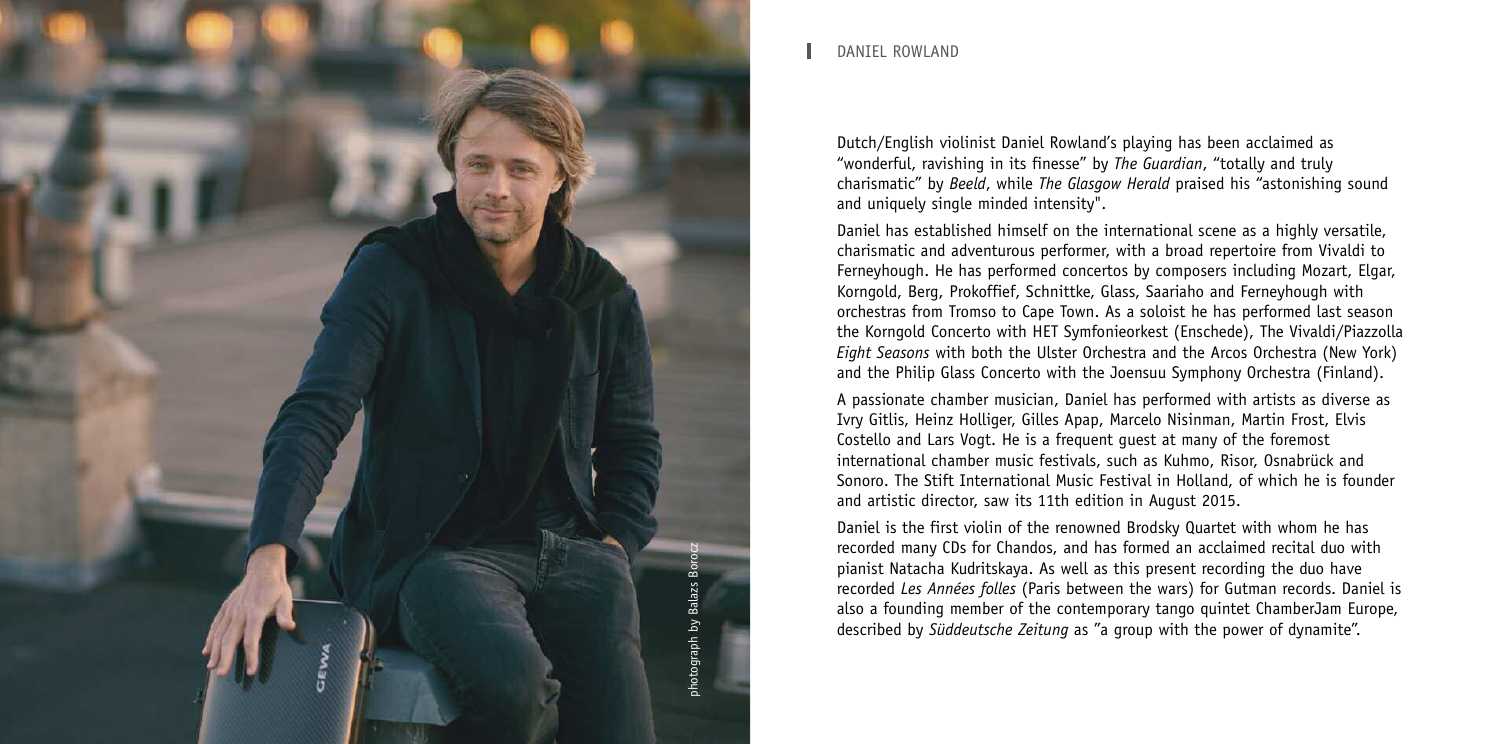## DANIEL ROWLAND

Dutch/English violinist Daniel Rowland's playing has been acclaimed as "wonderful, ravishing in its finesse" by *The Guardian*, "totally and truly charismatic" by *Beeld*, while *The Glasgow Herald* praised his "astonishing sound and uniquely single minded intensity".

Daniel has established himself on the international scene as a highly versatile, charismatic and adventurous performer, with a broad repertoire from Vivaldi to Ferneyhough. He has performed concertos by composers including Mozart, Elgar, Korngold, Berg, Prokoffief, Schnittke, Glass, Saariaho and Ferneyhough with orchestras from Tromso to Cape Town. As a soloist he has performed last season the Korngold Concerto with HET Symfonieorkest (Enschede), The Vivaldi/Piazzolla *Eight Seasons* with both the Ulster Orchestra and the Arcos Orchestra (New York) and the Philip Glass Concerto with the Joensuu Symphony Orchestra (Finland).

A passionate chamber musician, Daniel has performed with artists as diverse as Ivry Gitlis, Heinz Holliger, Gilles Apap, Marcelo Nisinman, Martin Frost, Elvis Costello and Lars Vogt. He is a frequent guest at many of the foremost international chamber music festivals, such as Kuhmo, Risor, Osnabrück and Sonoro. The Stift International Music Festival in Holland, of which he is founder and artistic director, saw its 11th edition in August 2015.

Daniel is the first violin of the renowned Brodsky Quartet with whom he has recorded many CDs for Chandos, and has formed an acclaimed recital duo with pianist Natacha Kudritskaya. As well as this present recording the duo have recorded *Les Années folles* (Paris between the wars) for Gutman records. Daniel is also a founding member of the contemporary tango quintet ChamberJam Europe, described by *Süddeutsche Zeitung* as "a group with the power of dynamite".

photograph by Balazs Borocz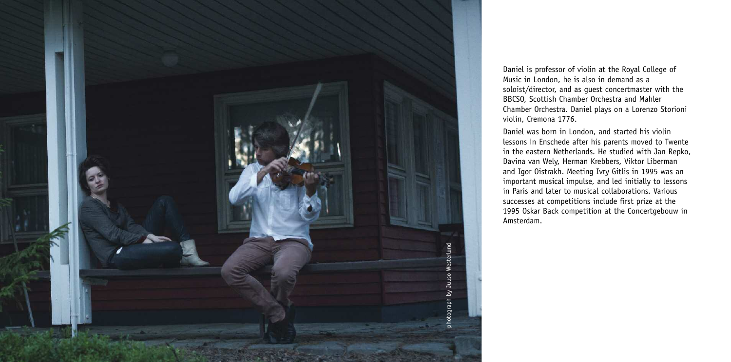photograph by Juuso Westerlund

Daniel is professor of violin at the Royal College of Music in London, he is also in demand as a soloist/director, and as guest concertmaster with the BBCSO, Scottish Chamber Orchestra and Mahler Chamber Orchestra. Daniel plays on a Lorenzo Storioni violin, Cremona 1776.

Daniel was born in London, and started his violin lessons in Enschede after his parents moved to Twente in the eastern Netherlands. He studied with Jan Repko, Davina van Wely, Herman Krebbers, Viktor Liberman and Igor Oistrakh. Meeting Ivry Gitlis in 1995 was an important musical impulse, and led initially to lessons in Paris and later to musical collaborations. Various successes at competitions include first prize at the 1995 Oskar Back competition at the Concertgebouw in Amsterdam.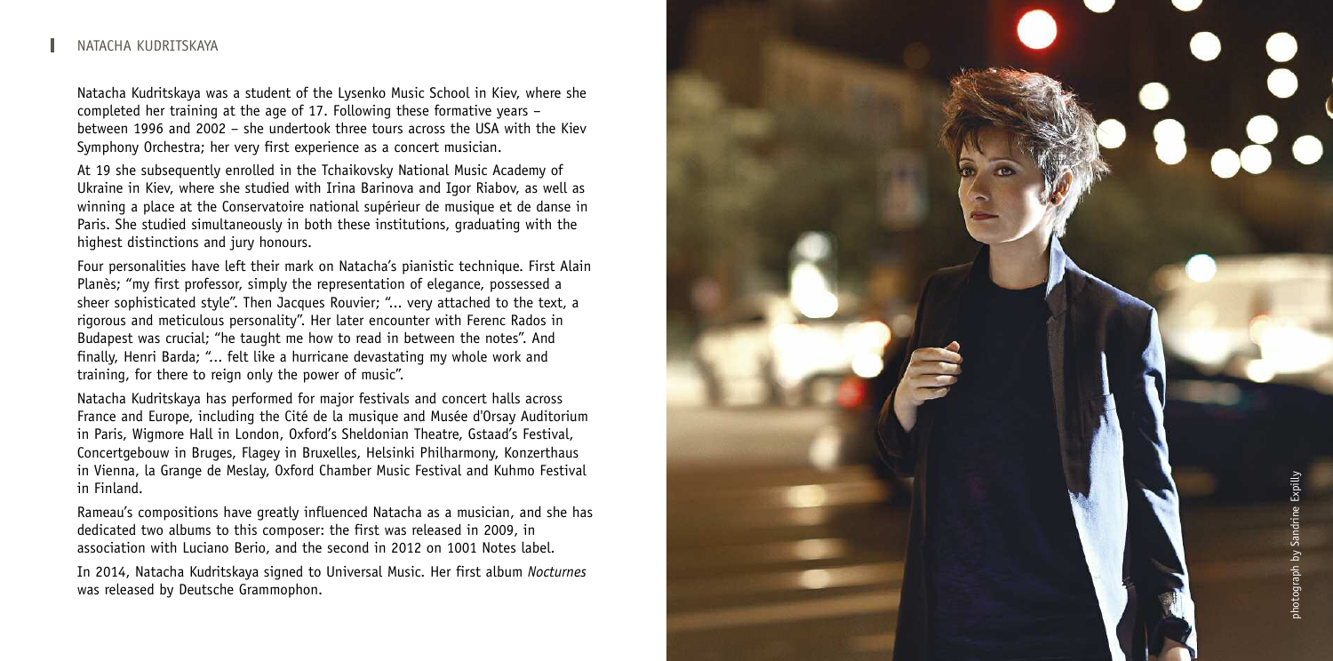# NATACHA KUDRITSKAYA

Natacha Kudritskaya was a student of the Lysenko Music School in Kiev, where she completed her training at the age of 17. Following these formative years – between 1996 and 2002 – she undertook three tours across the USA with the Kiev Symphony Orchestra; her very first experience as a concert musician.

At 19 she subsequently enrolled in the Tchaikovsky National Music Academy of Ukraine in Kiev, where she studied with Irina Barinova and Igor Riabov, as well as winning a place at the Conservatoire national supérieur de musique et de danse in Paris. She studied simultaneously in both these institutions, graduating with the highest distinctions and jury honours.

Four personalities have left their mark on Natacha's pianistic technique. First Alain Planès; "my first professor, simply the representation of elegance, possessed a sheer sophisticated style". Then Jacques Rouvier; "... very attached to the text, a rigorous and meticulous personality". Her later encounter with Ferenc Rados in Budapest was crucial; "he taught me how to read in between the notes". And finally, Henri Barda; "... felt like a hurricane devastating my whole work and training, for there to reign only the power of music".

Natacha Kudritskaya has performed for major festivals and concert halls across France and Europe, including the Cité de la musique and Musée d'Orsay Auditorium in Paris, Wigmore Hall in London, Oxford's Sheldonian Theatre, Gstaad's Festival, Concertgebouw in Bruges, Flagey in Bruxelles, Helsinki Philharmony, Konzerthaus in Vienna, la Grange de Meslay, Oxford Chamber Music Festival and Kuhmo Festival in Finland.

Rameau's compositions have greatly influenced Natacha as a musician, and she has dedicated two albums to this composer: the first was released in 2009, in association with Luciano Berio, and the second in 2012 on 1001 Notes label.

In 2014, Natacha Kudritskaya signed to Universal Music. Her first album *Nocturnes* was released by Deutsche Grammophon.

photograph by Sandrine Expilly